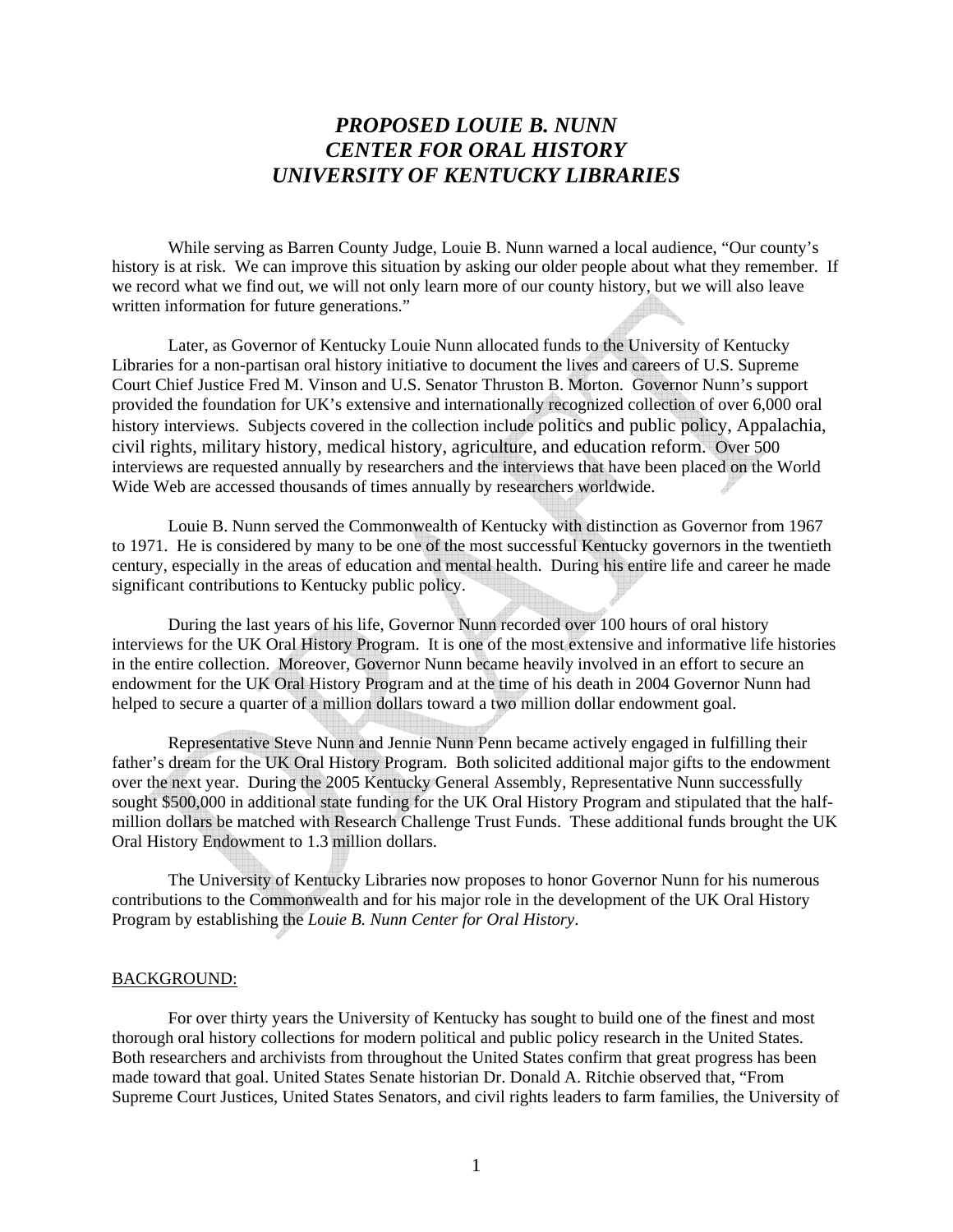# *PROPOSED LOUIE B. NUNN CENTER FOR ORAL HISTORY UNIVERSITY OF KENTUCKY LIBRARIES*

While serving as Barren County Judge, Louie B. Nunn warned a local audience, "Our county's history is at risk. We can improve this situation by asking our older people about what they remember. If we record what we find out, we will not only learn more of our county history, but we will also leave written information for future generations."

Later, as Governor of Kentucky Louie Nunn allocated funds to the University of Kentucky Libraries for a non-partisan oral history initiative to document the lives and careers of U.S. Supreme Court Chief Justice Fred M. Vinson and U.S. Senator Thruston B. Morton. Governor Nunn's support provided the foundation for UK's extensive and internationally recognized collection of over 6,000 oral history interviews. Subjects covered in the collection include politics and public policy, Appalachia, civil rights, military history, medical history, agriculture, and education reform. Over 500 interviews are requested annually by researchers and the interviews that have been placed on the World Wide Web are accessed thousands of times annually by researchers worldwide.

Louie B. Nunn served the Commonwealth of Kentucky with distinction as Governor from 1967 to 1971. He is considered by many to be one of the most successful Kentucky governors in the twentieth century, especially in the areas of education and mental health. During his entire life and career he made significant contributions to Kentucky public policy.

During the last years of his life, Governor Nunn recorded over 100 hours of oral history interviews for the UK Oral History Program. It is one of the most extensive and informative life histories in the entire collection. Moreover, Governor Nunn became heavily involved in an effort to secure an endowment for the UK Oral History Program and at the time of his death in 2004 Governor Nunn had helped to secure a quarter of a million dollars toward a two million dollar endowment goal.

Representative Steve Nunn and Jennie Nunn Penn became actively engaged in fulfilling their father's dream for the UK Oral History Program. Both solicited additional major gifts to the endowment over the next year. During the 2005 Kentucky General Assembly, Representative Nunn successfully sought $500,000 in additional state funding for the UK Oral History Program and stipulated that the half-million dollars be matched with Research Challenge Trust Funds. These additional funds brought the UK Oral History Endowment to 1.3 million dollars.

The University of Kentucky Libraries now proposes to honor Governor Nunn for his numerous contributions to the Commonwealth and for his major role in the development of the UK Oral History Program by establishing the *Louie B. Nunn Center for Oral History*.

## BACKGROUND:

For over thirty years the University of Kentucky has sought to build one of the finest and most thorough oral history collections for modern political and public policy research in the United States. Both researchers and archivists from throughout the United States confirm that great progress has been made toward that goal. United States Senate historian Dr. Donald A. Ritchie observed that, "From Supreme Court Justices, United States Senators, and civil rights leaders to farm families, the University of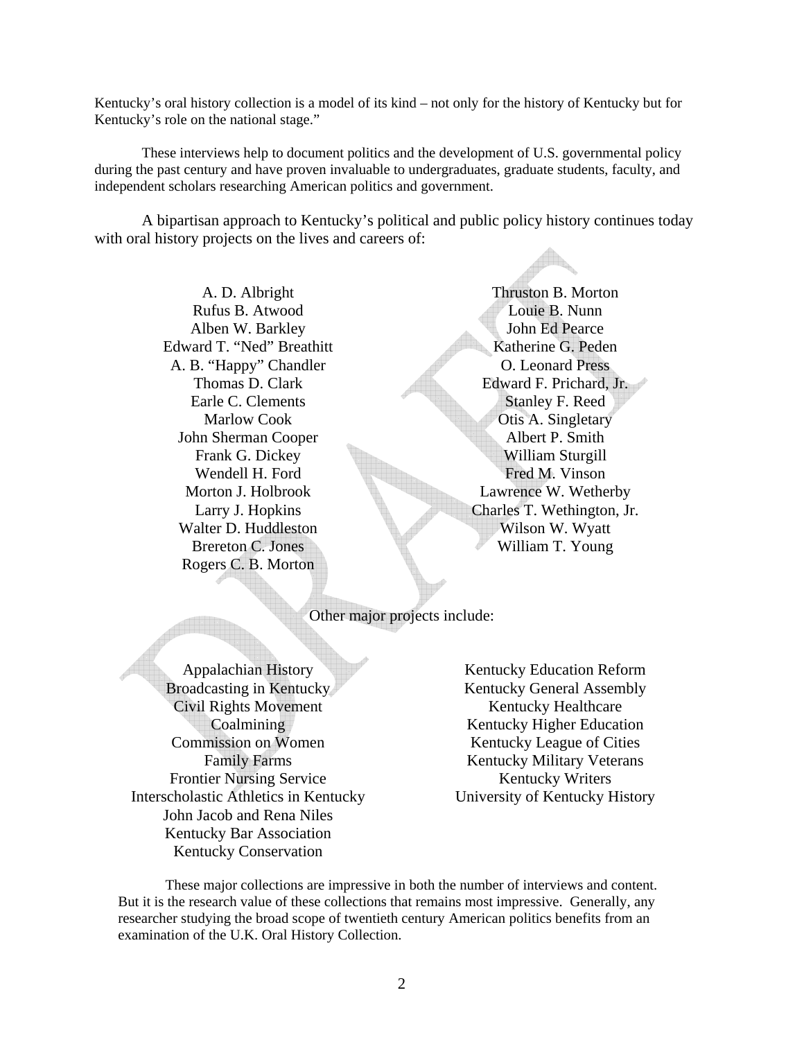Kentucky's oral history collection is a model of its kind – not only for the history of Kentucky but for Kentucky's role on the national stage."

These interviews help to document politics and the development of U.S. governmental policy during the past century and have proven invaluable to undergraduates, graduate students, faculty, and independent scholars researching American politics and government.

A bipartisan approach to Kentucky's political and public policy history continues today with oral history projects on the lives and careers of:

A. D. Albright
Rufus B. Atwood
Alben W. Barkley
Edward T. "Ned" Breathitt
A. B. "Happy" Chandler
Thomas D. Clark
Earle C. Clements
Marlow Cook
John Sherman Cooper
Frank G. Dickey
Wendell H. Ford
Morton J. Holbrook
Larry J. Hopkins
Walter D. Huddleston
Brereton C. Jones
Rogers C. B. Morton
Thruston B. Morton
Louie B. Nunn
John Ed Pearce
Katherine G. Peden
O. Leonard Press
Edward F. Prichard, Jr.
Stanley F. Reed
Otis A. Singletary
Albert P. Smith
William Sturgill
Fred M. Vinson
Lawrence W. Wetherby
Charles T. Wethington, Jr.
Wilson W. Wyatt
William T. Young

Other major projects include:

Appalachian History
Broadcasting in Kentucky
Civil Rights Movement
Coalmining
Commission on Women
Family Farms
Frontier Nursing Service
Interscholastic Athletics in Kentucky
John Jacob and Rena Niles
Kentucky Bar Association
Kentucky Conservation
Kentucky Education Reform
Kentucky General Assembly
Kentucky Healthcare
Kentucky Higher Education
Kentucky League of Cities
Kentucky Military Veterans
Kentucky Writers
University of Kentucky History

These major collections are impressive in both the number of interviews and content. But it is the research value of these collections that remains most impressive. Generally, any researcher studying the broad scope of twentieth century American politics benefits from an examination of the U.K. Oral History Collection.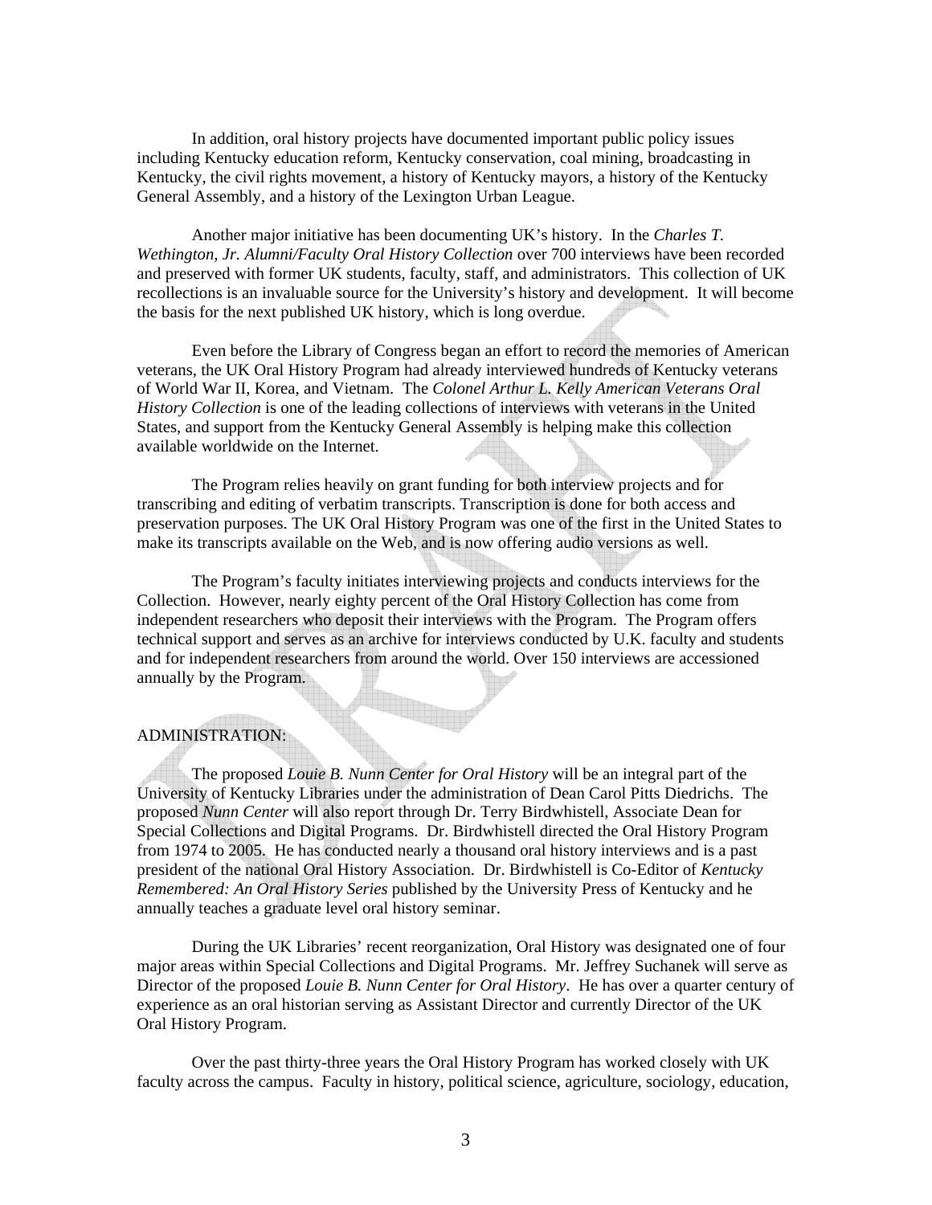In addition, oral history projects have documented important public policy issues including Kentucky education reform, Kentucky conservation, coal mining, broadcasting in Kentucky, the civil rights movement, a history of Kentucky mayors, a history of the Kentucky General Assembly, and a history of the Lexington Urban League.

Another major initiative has been documenting UK's history. In the *Charles T. Wethington, Jr. Alumni/Faculty Oral History Collection* over 700 interviews have been recorded and preserved with former UK students, faculty, staff, and administrators. This collection of UK recollections is an invaluable source for the University's history and development. It will become the basis for the next published UK history, which is long overdue.

Even before the Library of Congress began an effort to record the memories of American veterans, the UK Oral History Program had already interviewed hundreds of Kentucky veterans of World War II, Korea, and Vietnam. The *Colonel Arthur L. Kelly American Veterans Oral History Collection* is one of the leading collections of interviews with veterans in the United States, and support from the Kentucky General Assembly is helping make this collection available worldwide on the Internet.

The Program relies heavily on grant funding for both interview projects and for transcribing and editing of verbatim transcripts. Transcription is done for both access and preservation purposes. The UK Oral History Program was one of the first in the United States to make its transcripts available on the Web, and is now offering audio versions as well.

The Program's faculty initiates interviewing projects and conducts interviews for the Collection. However, nearly eighty percent of the Oral History Collection has come from independent researchers who deposit their interviews with the Program. The Program offers technical support and serves as an archive for interviews conducted by U.K. faculty and students and for independent researchers from around the world. Over 150 interviews are accessioned annually by the Program.

ADMINISTRATION:

The proposed *Louie B. Nunn Center for Oral History* will be an integral part of the University of Kentucky Libraries under the administration of Dean Carol Pitts Diedrichs. The proposed *Nunn Center* will also report through Dr. Terry Birdwhistell, Associate Dean for Special Collections and Digital Programs. Dr. Birdwhistell directed the Oral History Program from 1974 to 2005. He has conducted nearly a thousand oral history interviews and is a past president of the national Oral History Association. Dr. Birdwhistell is Co-Editor of *Kentucky Remembered: An Oral History Series* published by the University Press of Kentucky and he annually teaches a graduate level oral history seminar.

During the UK Libraries' recent reorganization, Oral History was designated one of four major areas within Special Collections and Digital Programs. Mr. Jeffrey Suchanek will serve as Director of the proposed *Louie B. Nunn Center for Oral History*. He has over a quarter century of experience as an oral historian serving as Assistant Director and currently Director of the UK Oral History Program.

Over the past thirty-three years the Oral History Program has worked closely with UK faculty across the campus. Faculty in history, political science, agriculture, sociology, education,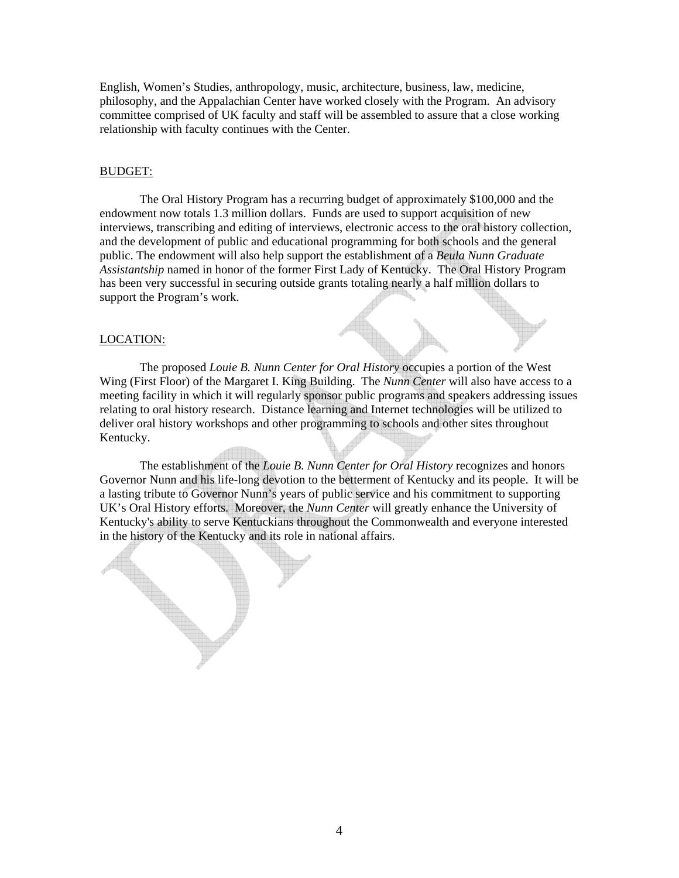English, Women's Studies, anthropology, music, architecture, business, law, medicine, philosophy, and the Appalachian Center have worked closely with the Program. An advisory committee comprised of UK faculty and staff will be assembled to assure that a close working relationship with faculty continues with the Center.

## BUDGET:

The Oral History Program has a recurring budget of approximately $100,000 and the endowment now totals 1.3 million dollars. Funds are used to support acquisition of new interviews, transcribing and editing of interviews, electronic access to the oral history collection, and the development of public and educational programming for both schools and the general public. The endowment will also help support the establishment of a *Beula Nunn Graduate Assistantship* named in honor of the former First Lady of Kentucky. The Oral History Program has been very successful in securing outside grants totaling nearly a half million dollars to support the Program's work.

## LOCATION:

The proposed *Louie B. Nunn Center for Oral History* occupies a portion of the West Wing (First Floor) of the Margaret I. King Building. The *Nunn Center* will also have access to a meeting facility in which it will regularly sponsor public programs and speakers addressing issues relating to oral history research. Distance learning and Internet technologies will be utilized to deliver oral history workshops and other programming to schools and other sites throughout Kentucky.

The establishment of the *Louie B. Nunn Center for Oral History* recognizes and honors Governor Nunn and his life-long devotion to the betterment of Kentucky and its people. It will be a lasting tribute to Governor Nunn's years of public service and his commitment to supporting UK's Oral History efforts. Moreover, the *Nunn Center* will greatly enhance the University of Kentucky's ability to serve Kentuckians throughout the Commonwealth and everyone interested in the history of the Kentucky and its role in national affairs.